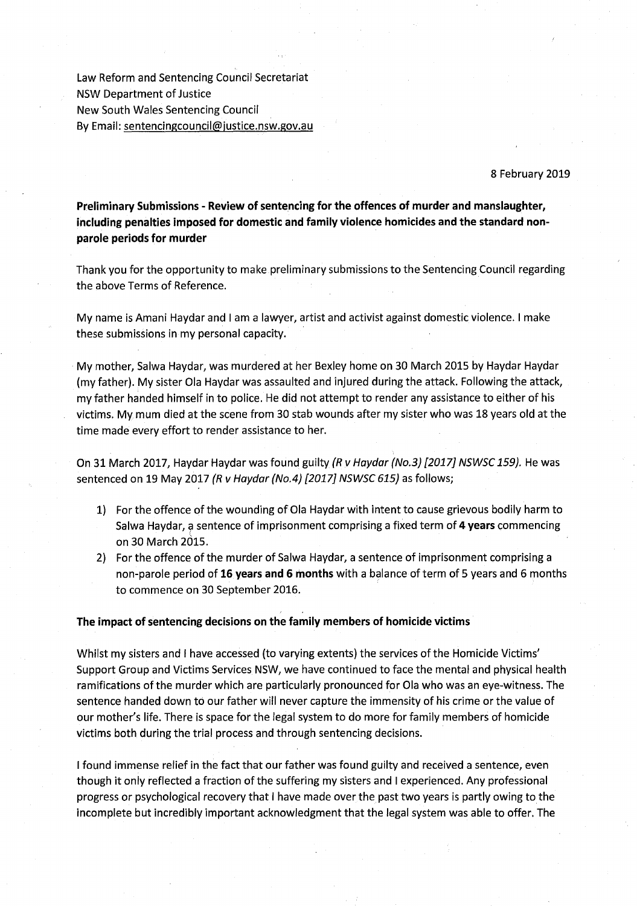Law Reform and Sentencing Council Secretariat
NSW Department of Justice
New South Wales Sentencing Council
By Email: sentencingcouncil@justice.nsw.gov.au

8 February 2019

**Preliminary Submissions - Review of sentencing for the offences of murder and manslaughter, including penalties imposed for domestic and family violence homicides and the standard non-parole periods for murder**

Thank you for the opportunity to make preliminary submissions to the Sentencing Council regarding the above Terms of Reference.

My name is Amani Haydar and I am a lawyer, artist and activist against domestic violence. I make these submissions in my personal capacity.

My mother, Salwa Haydar, was murdered at her Bexley home on 30 March 2015 by Haydar Haydar (my father). My sister Ola Haydar was assaulted and injured during the attack. Following the attack, my father handed himself in to police. He did not attempt to render any assistance to either of his victims. My mum died at the scene from 30 stab wounds after my sister who was 18 years old at the time made every effort to render assistance to her.

On 31 March 2017, Haydar Haydar was found guilty *(R v Haydar (No.3) [2017] NSWSC 159)*. He was sentenced on 19 May 2017 *(R v Haydar (No.4) [2017] NSWSC 615)* as follows;

1) For the offence of the wounding of Ola Haydar with intent to cause grievous bodily harm to Salwa Haydar, a sentence of imprisonment comprising a fixed term of **4 years** commencing on 30 March 2015.
2) For the offence of the murder of Salwa Haydar, a sentence of imprisonment comprising a non-parole period of **16 years and 6 months** with a balance of term of 5 years and 6 months to commence on 30 September 2016.

**The impact of sentencing decisions on the family members of homicide victims**

Whilst my sisters and I have accessed (to varying extents) the services of the Homicide Victims' Support Group and Victims Services NSW, we have continued to face the mental and physical health ramifications of the murder which are particularly pronounced for Ola who was an eye-witness. The sentence handed down to our father will never capture the immensity of his crime or the value of our mother's life. There is space for the legal system to do more for family members of homicide victims both during the trial process and through sentencing decisions.

I found immense relief in the fact that our father was found guilty and received a sentence, even though it only reflected a fraction of the suffering my sisters and I experienced. Any professional progress or psychological recovery that I have made over the past two years is partly owing to the incomplete but incredibly important acknowledgment that the legal system was able to offer. The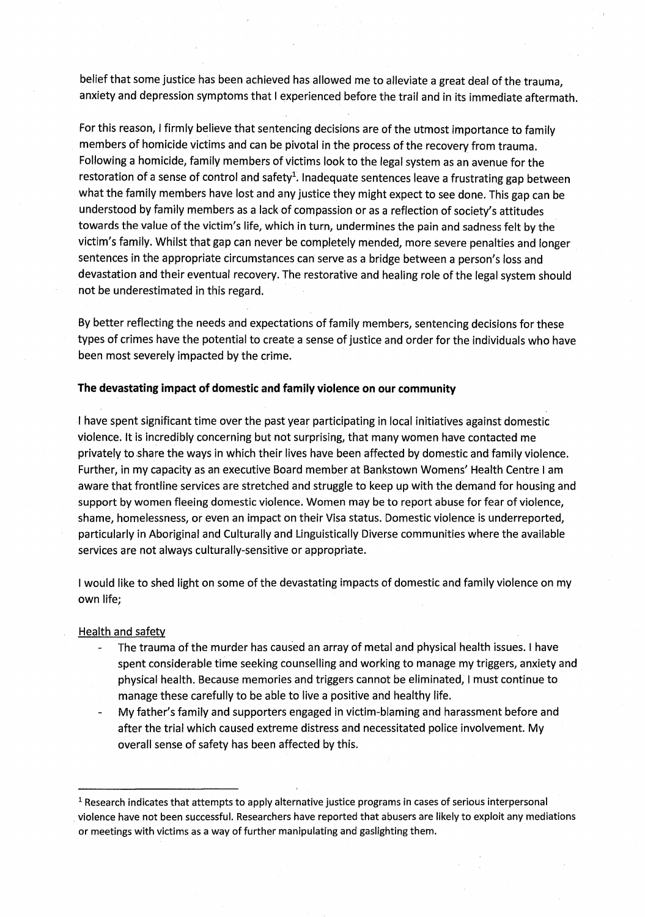belief that some justice has been achieved has allowed me to alleviate a great deal of the trauma, anxiety and depression symptoms that I experienced before the trail and in its immediate aftermath.

For this reason, I firmly believe that sentencing decisions are of the utmost importance to family members of homicide victims and can be pivotal in the process of the recovery from trauma. Following a homicide, family members of victims look to the legal system as an avenue for the restoration of a sense of control and safety[1]. Inadequate sentences leave a frustrating gap between what the family members have lost and any justice they might expect to see done. This gap can be understood by family members as a lack of compassion or as a reflection of society's attitudes towards the value of the victim's life, which in turn, undermines the pain and sadness felt by the victim's family. Whilst that gap can never be completely mended, more severe penalties and longer sentences in the appropriate circumstances can serve as a bridge between a person's loss and devastation and their eventual recovery. The restorative and healing role of the legal system should not be underestimated in this regard.

By better reflecting the needs and expectations of family members, sentencing decisions for these types of crimes have the potential to create a sense of justice and order for the individuals who have been most severely impacted by the crime.

**The devastating impact of domestic and family violence on our community**

I have spent significant time over the past year participating in local initiatives against domestic violence. It is incredibly concerning but not surprising, that many women have contacted me privately to share the ways in which their lives have been affected by domestic and family violence. Further, in my capacity as an executive Board member at Bankstown Womens' Health Centre I am aware that frontline services are stretched and struggle to keep up with the demand for housing and support by women fleeing domestic violence. Women may be to report abuse for fear of violence, shame, homelessness, or even an impact on their Visa status. Domestic violence is underreported, particularly in Aboriginal and Culturally and Linguistically Diverse communities where the available services are not always culturally-sensitive or appropriate.

I would like to shed light on some of the devastating impacts of domestic and family violence on my own life;

<u>Health and safety</u>

- The trauma of the murder has caused an array of metal and physical health issues. I have spent considerable time seeking counselling and working to manage my triggers, anxiety and physical health. Because memories and triggers cannot be eliminated, I must continue to manage these carefully to be able to live a positive and healthy life.
- My father's family and supporters engaged in victim-blaming and harassment before and after the trial which caused extreme distress and necessitated police involvement. My overall sense of safety has been affected by this.

---

[1] Research indicates that attempts to apply alternative justice programs in cases of serious interpersonal violence have not been successful. Researchers have reported that abusers are likely to exploit any mediations or meetings with victims as a way of further manipulating and gaslighting them.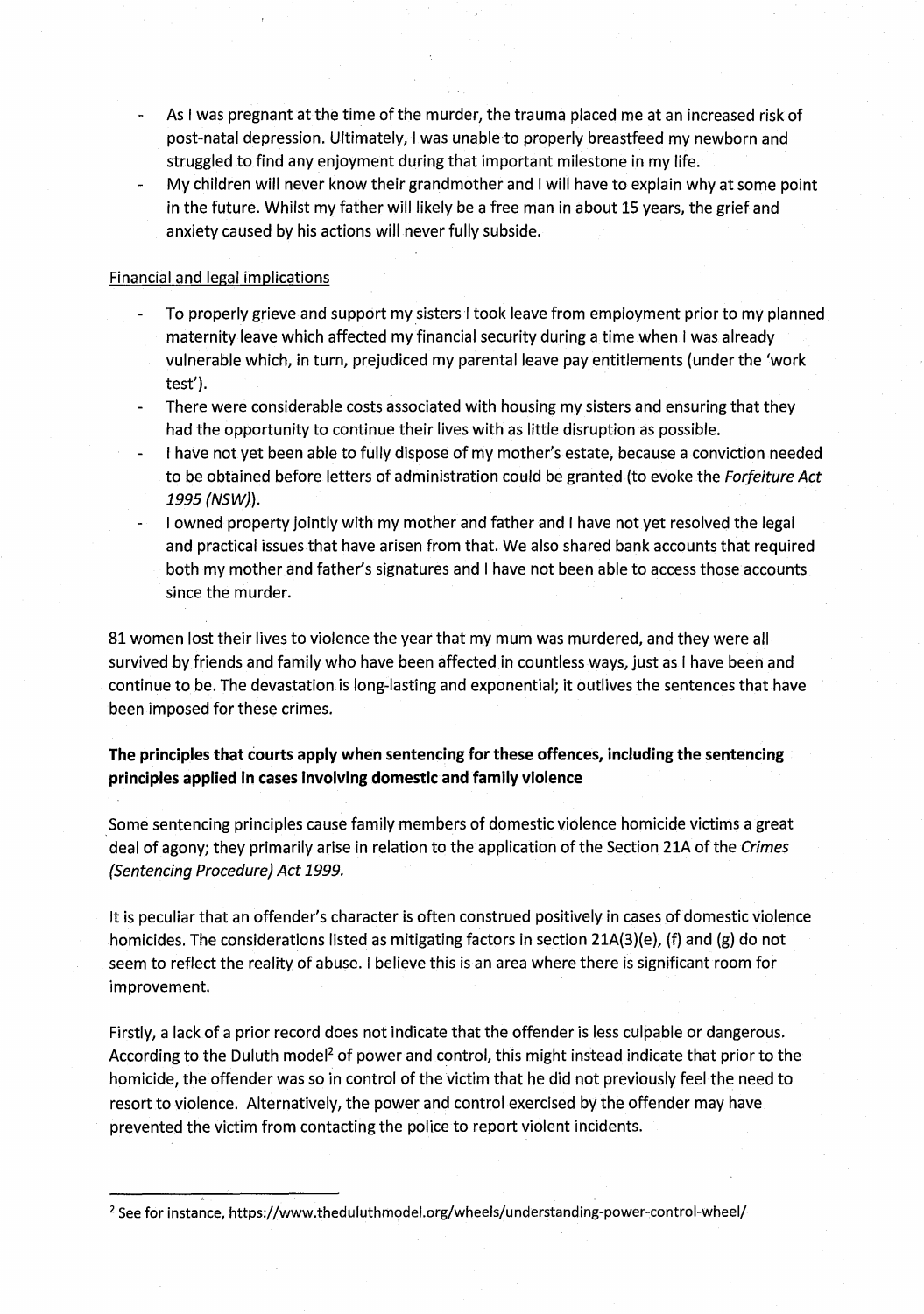- As I was pregnant at the time of the murder, the trauma placed me at an increased risk of post-natal depression. Ultimately, I was unable to properly breastfeed my newborn and struggled to find any enjoyment during that important milestone in my life.
- My children will never know their grandmother and I will have to explain why at some point in the future. Whilst my father will likely be a free man in about 15 years, the grief and anxiety caused by his actions will never fully subside.

Financial and legal implications

- To properly grieve and support my sisters I took leave from employment prior to my planned maternity leave which affected my financial security during a time when I was already vulnerable which, in turn, prejudiced my parental leave pay entitlements (under the 'work test').
- There were considerable costs associated with housing my sisters and ensuring that they had the opportunity to continue their lives with as little disruption as possible.
- I have not yet been able to fully dispose of my mother's estate, because a conviction needed to be obtained before letters of administration could be granted (to evoke the *Forfeiture Act 1995 (NSW)*).
- I owned property jointly with my mother and father and I have not yet resolved the legal and practical issues that have arisen from that. We also shared bank accounts that required both my mother and father's signatures and I have not been able to access those accounts since the murder.

81 women lost their lives to violence the year that my mum was murdered, and they were all survived by friends and family who have been affected in countless ways, just as I have been and continue to be. The devastation is long-lasting and exponential; it outlives the sentences that have been imposed for these crimes.

**The principles that courts apply when sentencing for these offences, including the sentencing principles applied in cases involving domestic and family violence**

Some sentencing principles cause family members of domestic violence homicide victims a great deal of agony; they primarily arise in relation to the application of the Section 21A of the *Crimes (Sentencing Procedure) Act 1999.*

It is peculiar that an offender's character is often construed positively in cases of domestic violence homicides. The considerations listed as mitigating factors in section 21A(3)(e), (f) and (g) do not seem to reflect the reality of abuse. I believe this is an area where there is significant room for improvement.

Firstly, a lack of a prior record does not indicate that the offender is less culpable or dangerous. According to the Duluth model[2] of power and control, this might instead indicate that prior to the homicide, the offender was so in control of the victim that he did not previously feel the need to resort to violence. Alternatively, the power and control exercised by the offender may have prevented the victim from contacting the police to report violent incidents.

---

[2] See for instance, https://www.theduluthmodel.org/wheels/understanding-power-control-wheel/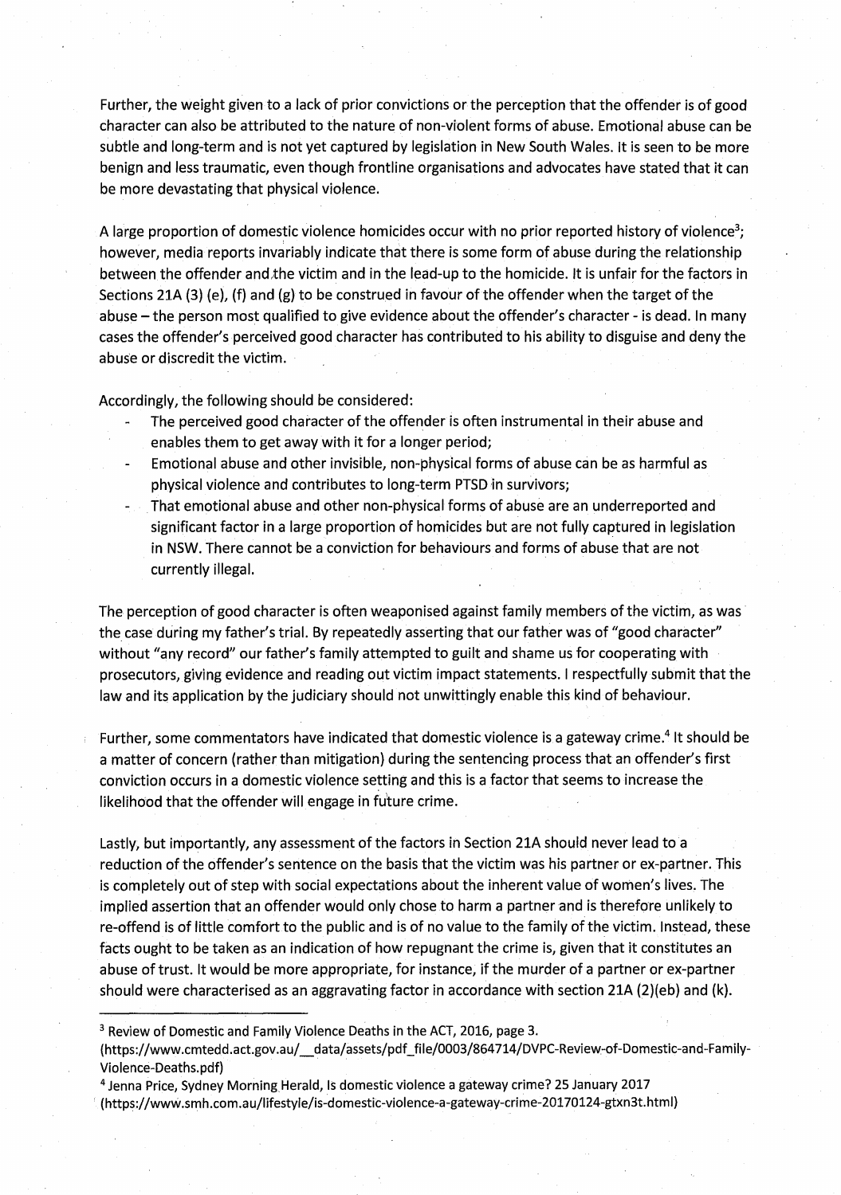Further, the weight given to a lack of prior convictions or the perception that the offender is of good character can also be attributed to the nature of non-violent forms of abuse. Emotional abuse can be subtle and long-term and is not yet captured by legislation in New South Wales. It is seen to be more benign and less traumatic, even though frontline organisations and advocates have stated that it can be more devastating that physical violence.

A large proportion of domestic violence homicides occur with no prior reported history of violence[3]; however, media reports invariably indicate that there is some form of abuse during the relationship between the offender and the victim and in the lead-up to the homicide. It is unfair for the factors in Sections 21A (3) (e), (f) and (g) to be construed in favour of the offender when the target of the abuse – the person most qualified to give evidence about the offender's character - is dead. In many cases the offender's perceived good character has contributed to his ability to disguise and deny the abuse or discredit the victim.

Accordingly, the following should be considered:

- The perceived good character of the offender is often instrumental in their abuse and enables them to get away with it for a longer period;
- Emotional abuse and other invisible, non-physical forms of abuse can be as harmful as physical violence and contributes to long-term PTSD in survivors;
- That emotional abuse and other non-physical forms of abuse are an underreported and significant factor in a large proportion of homicides but are not fully captured in legislation in NSW. There cannot be a conviction for behaviours and forms of abuse that are not currently illegal.

The perception of good character is often weaponised against family members of the victim, as was the case during my father's trial. By repeatedly asserting that our father was of "good character" without "any record" our father's family attempted to guilt and shame us for cooperating with prosecutors, giving evidence and reading out victim impact statements. I respectfully submit that the law and its application by the judiciary should not unwittingly enable this kind of behaviour.

Further, some commentators have indicated that domestic violence is a gateway crime.[4] It should be a matter of concern (rather than mitigation) during the sentencing process that an offender's first conviction occurs in a domestic violence setting and this is a factor that seems to increase the likelihood that the offender will engage in future crime.

Lastly, but importantly, any assessment of the factors in Section 21A should never lead to a reduction of the offender's sentence on the basis that the victim was his partner or ex-partner. This is completely out of step with social expectations about the inherent value of women's lives. The implied assertion that an offender would only chose to harm a partner and is therefore unlikely to re-offend is of little comfort to the public and is of no value to the family of the victim. Instead, these facts ought to be taken as an indication of how repugnant the crime is, given that it constitutes an abuse of trust. It would be more appropriate, for instance, if the murder of a partner or ex-partner should were characterised as an aggravating factor in accordance with section 21A (2)(eb) and (k).

---

[3] Review of Domestic and Family Violence Deaths in the ACT, 2016, page 3. (https://www.cmtedd.act.gov.au/__data/assets/pdf_file/0003/864714/DVPC-Review-of-Domestic-and-Family-Violence-Deaths.pdf)

[4] Jenna Price, Sydney Morning Herald, Is domestic violence a gateway crime? 25 January 2017 (https://www.smh.com.au/lifestyle/is-domestic-violence-a-gateway-crime-20170124-gtxn3t.html)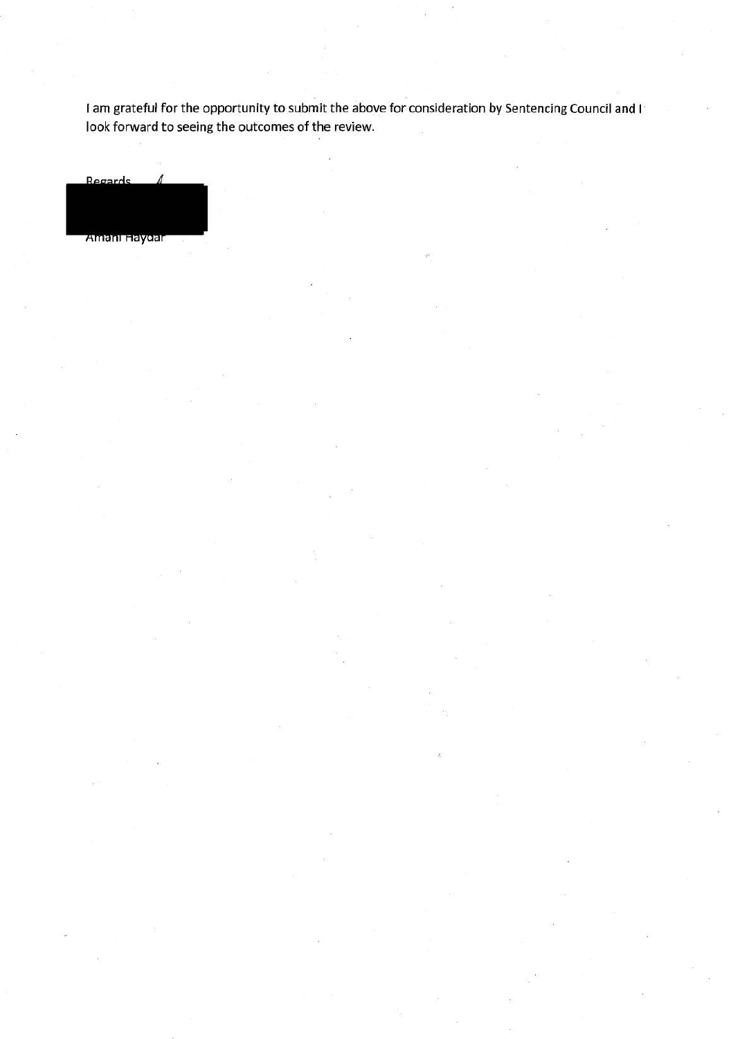I am grateful for the opportunity to submit the above for consideration by Sentencing Council and I look forward to seeing the outcomes of the review.

Regards

Amani Haydar